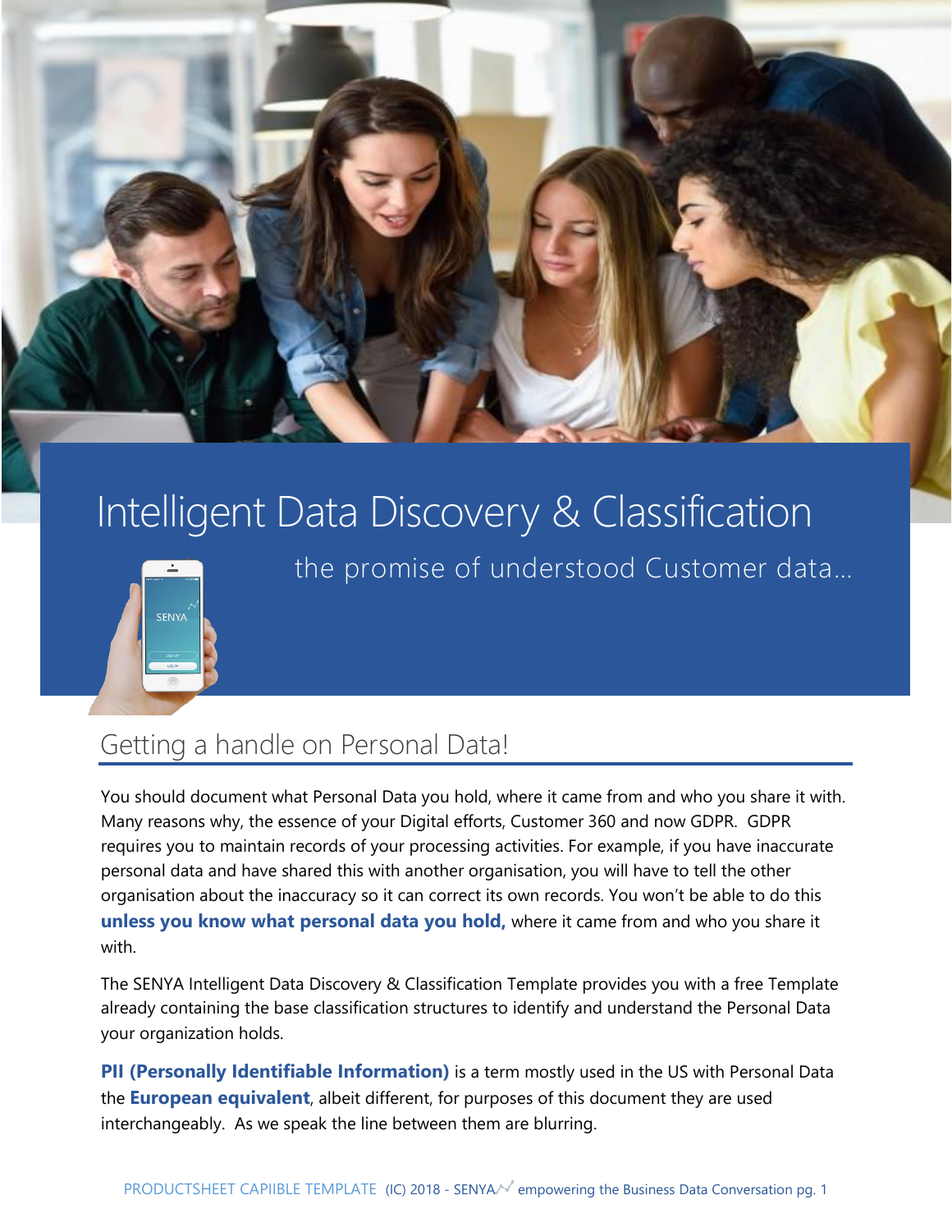# Intelligent Data Discovery & Classification

the promise of understood Customer data…

## Getting a handle on Personal Data!

You should document what Personal Data you hold, where it came from and who you share it with. Many reasons why, the essence of your Digital efforts, Customer 360 and now GDPR. GDPR requires you to maintain records of your processing activities. For example, if you have inaccurate personal data and have shared this with another organisation, you will have to tell the other organisation about the inaccuracy so it can correct its own records. You won't be able to do this **unless you know what personal data you hold,** where it came from and who you share it with.

The SENYA Intelligent Data Discovery & Classification Template provides you with a free Template already containing the base classification structures to identify and understand the Personal Data your organization holds.

**PII (Personally Identifiable Information)** is a term mostly used in the US with Personal Data the **European equivalent**, albeit different, for purposes of this document they are used interchangeably. As we speak the line between them are blurring.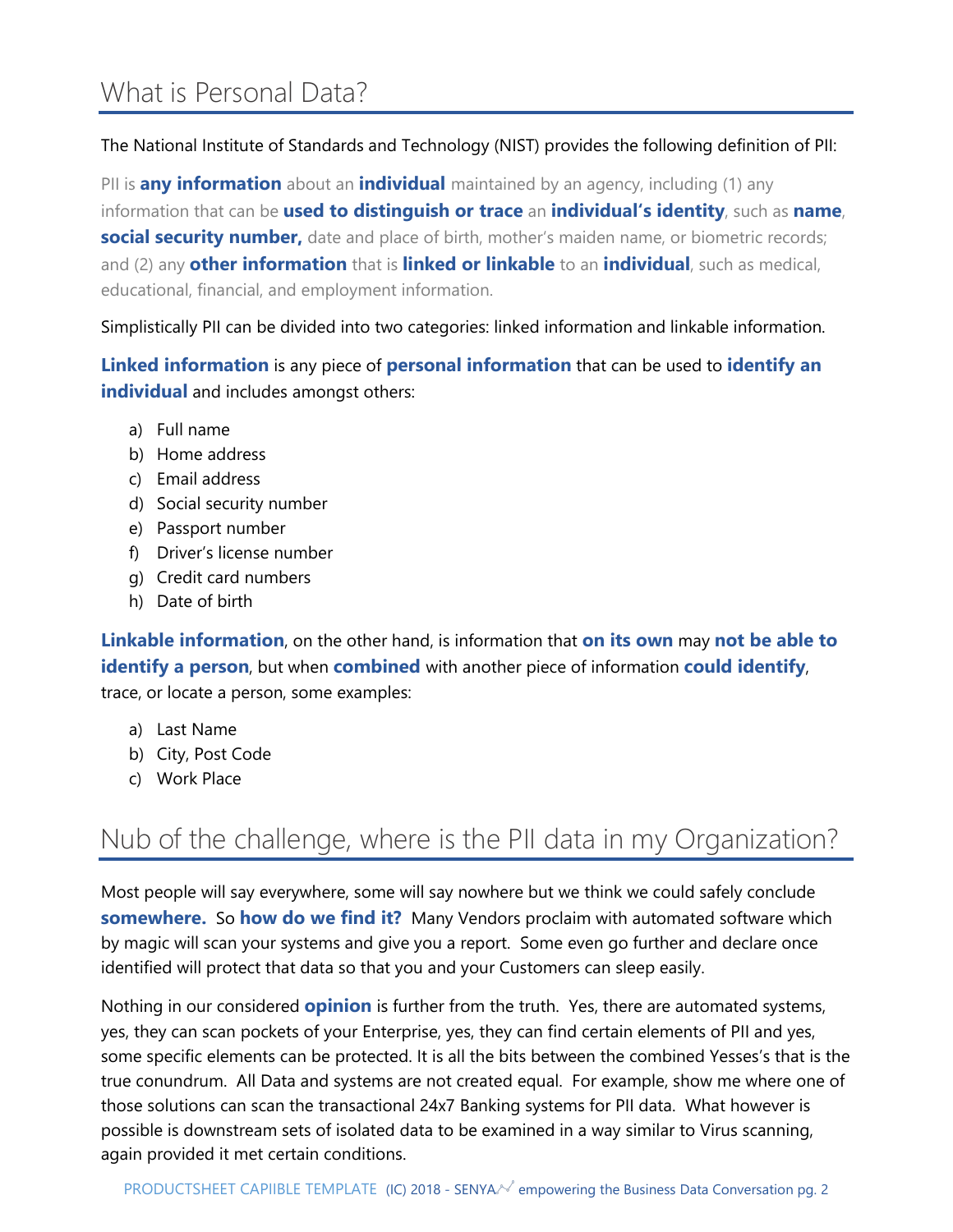# What is Personal Data?

The National Institute of Standards and Technology (NIST) provides the following definition of PII:

PII is **any information** about an **individual** maintained by an agency, including (1) any information that can be **used to distinguish or trace** an **individual's identity**, such as **name**, **social security number,** date and place of birth, mother's maiden name, or biometric records; and (2) any **other information** that is **linked or linkable** to an **individual**, such as medical, educational, financial, and employment information.

Simplistically PII can be divided into two categories: linked information and linkable information.

**Linked information** is any piece of **personal information** that can be used to **identify an individual** and includes amongst others:

a) Full name
b) Home address
c) Email address
d) Social security number
e) Passport number
f) Driver's license number
g) Credit card numbers
h) Date of birth

**Linkable information**, on the other hand, is information that **on its own** may **not be able to identify a person**, but when **combined** with another piece of information **could identify**, trace, or locate a person, some examples:

a) Last Name
b) City, Post Code
c) Work Place

# Nub of the challenge, where is the PII data in my Organization?

Most people will say everywhere, some will say nowhere but we think we could safely conclude **somewhere.** So **how do we find it?** Many Vendors proclaim with automated software which by magic will scan your systems and give you a report. Some even go further and declare once identified will protect that data so that you and your Customers can sleep easily.

Nothing in our considered **opinion** is further from the truth. Yes, there are automated systems, yes, they can scan pockets of your Enterprise, yes, they can find certain elements of PII and yes, some specific elements can be protected. It is all the bits between the combined Yesses's that is the true conundrum. All Data and systems are not created equal. For example, show me where one of those solutions can scan the transactional 24x7 Banking systems for PII data. What however is possible is downstream sets of isolated data to be examined in a way similar to Virus scanning, again provided it met certain conditions.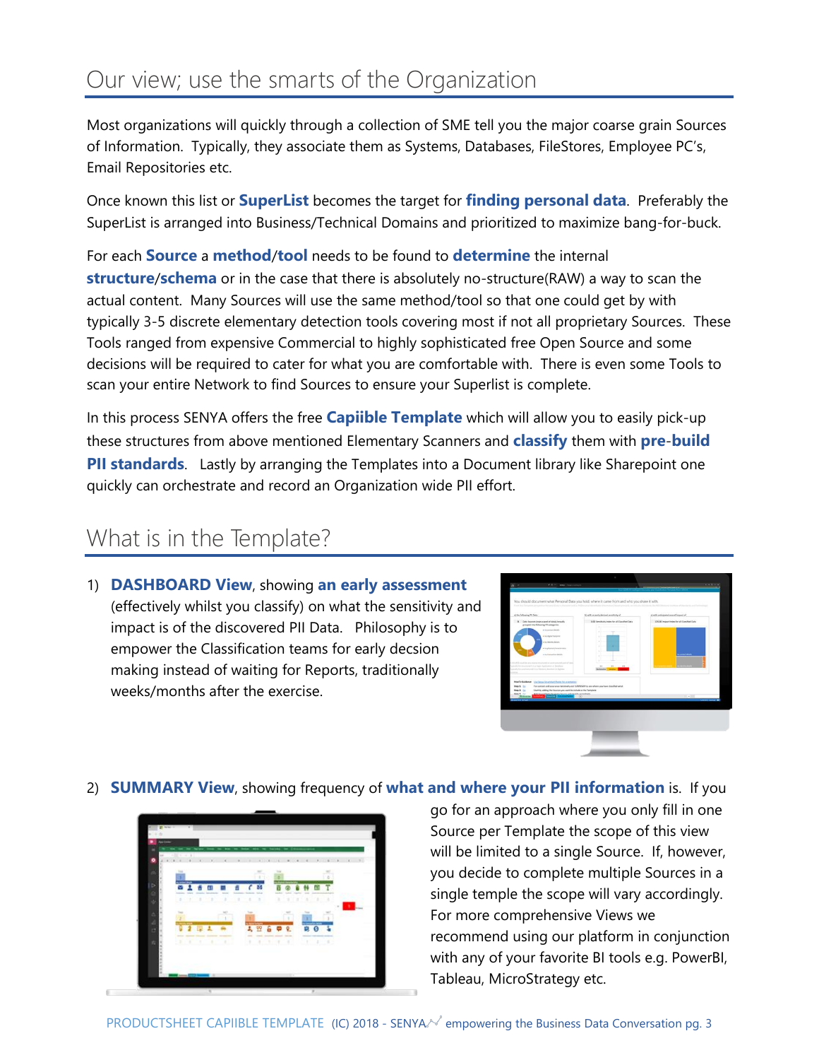## Our view; use the smarts of the Organization

Most organizations will quickly through a collection of SME tell you the major coarse grain Sources of Information. Typically, they associate them as Systems, Databases, FileStores, Employee PC's, Email Repositories etc.

Once known this list or **SuperList** becomes the target for **finding personal data**. Preferably the SuperList is arranged into Business/Technical Domains and prioritized to maximize bang-for-buck.

For each **Source** a **method**/**tool** needs to be found to **determine** the internal **structure**/**schema** or in the case that there is absolutely no-structure(RAW) a way to scan the actual content. Many Sources will use the same method/tool so that one could get by with typically 3-5 discrete elementary detection tools covering most if not all proprietary Sources. These Tools ranged from expensive Commercial to highly sophisticated free Open Source and some decisions will be required to cater for what you are comfortable with. There is even some Tools to scan your entire Network to find Sources to ensure your Superlist is complete.

In this process SENYA offers the free **Capiible Template** which will allow you to easily pick-up these structures from above mentioned Elementary Scanners and **classify** them with **pre**-**build PII standards**. Lastly by arranging the Templates into a Document library like Sharepoint one quickly can orchestrate and record an Organization wide PII effort.

## What is in the Template?

1) **DASHBOARD View**, showing **an early assessment** (effectively whilst you classify) on what the sensitivity and impact is of the discovered PII Data. Philosophy is to empower the Classification teams for early decsion making instead of waiting for Reports, traditionally weeks/months after the exercise.

2) **SUMMARY View**, showing frequency of **what and where your PII information** is. If you go for an approach where you only fill in one Source per Template the scope of this view will be limited to a single Source. If, however, you decide to complete multiple Sources in a single temple the scope will vary accordingly. For more comprehensive Views we recommend using our platform in conjunction with any of your favorite BI tools e.g. PowerBI, Tableau, MicroStrategy etc.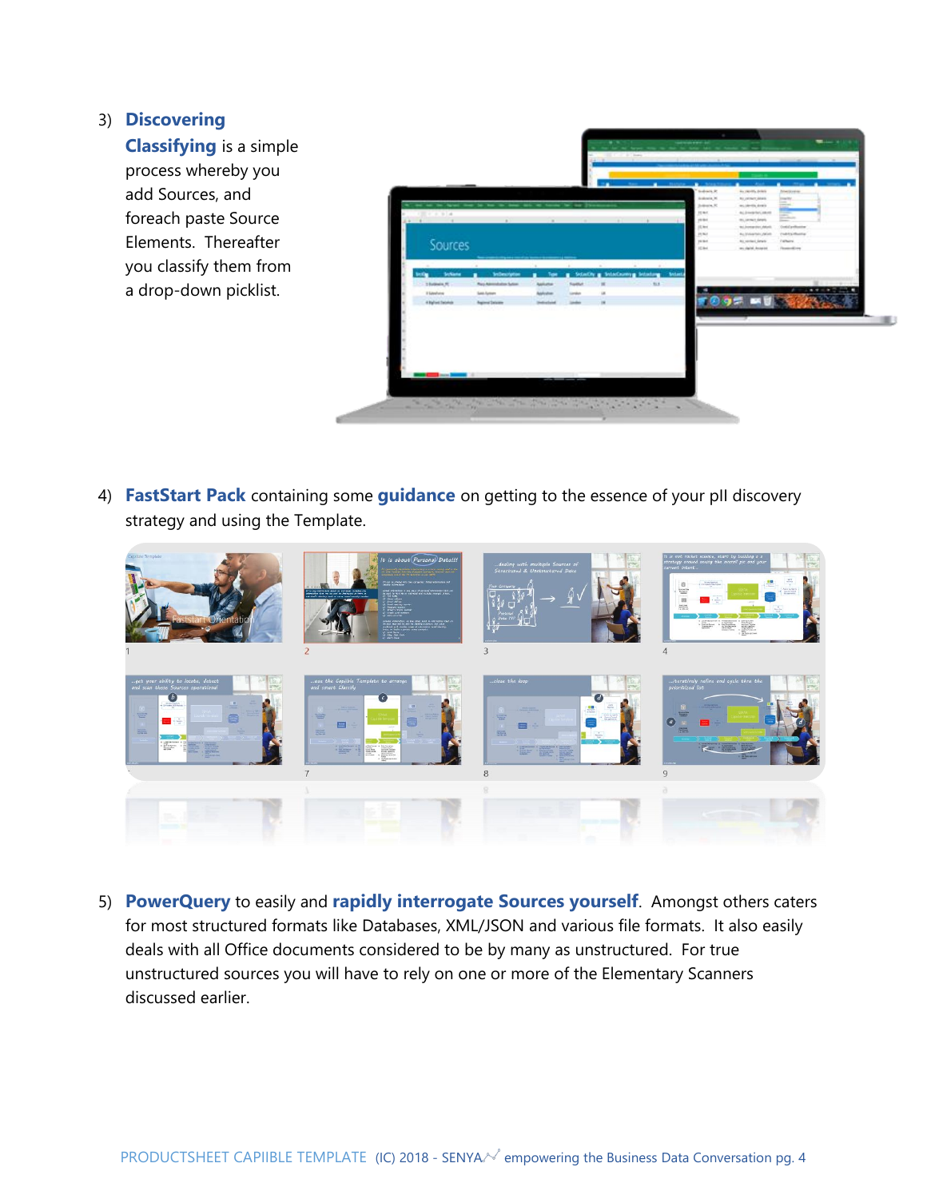3) **Discovering Classifying** is a simple process whereby you add Sources, and foreach paste Source Elements. Thereafter you classify them from a drop-down picklist.

4) **FastStart Pack** containing some **guidance** on getting to the essence of your pII discovery strategy and using the Template.

5) **PowerQuery** to easily and **rapidly interrogate Sources yourself**. Amongst others caters for most structured formats like Databases, XML/JSON and various file formats. It also easily deals with all Office documents considered to be by many as unstructured. For true unstructured sources you will have to rely on one or more of the Elementary Scanners discussed earlier.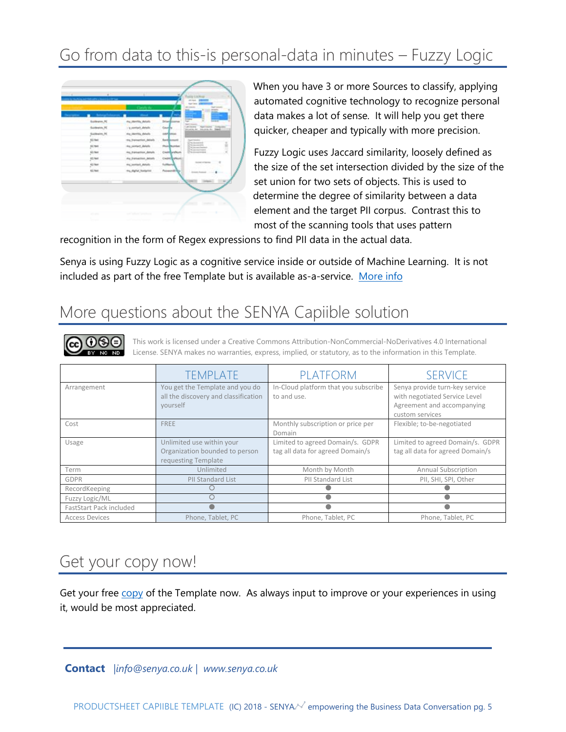# Go from data to this-is personal-data in minutes – Fuzzy Logic

When you have 3 or more Sources to classify, applying automated cognitive technology to recognize personal data makes a lot of sense. It will help you get there quicker, cheaper and typically with more precision.

Fuzzy Logic uses Jaccard similarity, loosely defined as the size of the set intersection divided by the size of the set union for two sets of objects. This is used to determine the degree of similarity between a data element and the target PII corpus. Contrast this to most of the scanning tools that uses pattern recognition in the form of Regex expressions to find PII data in the actual data.

Senya is using Fuzzy Logic as a cognitive service inside or outside of Machine Learning. It is not included as part of the free Template but is available as-a-service. More info

# More questions about the SENYA Capiible solution

This work is licensed under a Creative Commons Attribution-NonCommercial-NoDerivatives 4.0 International License. SENYA makes no warranties, express, implied, or statutory, as to the information in this Template.

| | TEMPLATE | PLATFORM | SERVICE |
|---|---|---|---|
| Arrangement | You get the Template and you do all the discovery and classification yourself | In-Cloud platform that you subscribe to and use. | Senya provide turn-key service with negotiated Service Level Agreement and accompanying custom services |
| Cost | FREE | Monthly subscription or price per Domain | Flexible; to-be-negotiated |
| Usage | Unlimited use within your Organization bounded to person requesting Template | Limited to agreed Domain/s. GDPR tag all data for agreed Domain/s | Limited to agreed Domain/s. GDPR tag all data for agreed Domain/s |
| Term | Unlimited | Month by Month | Annual Subscription |
| GDPR | PII Standard List | PII Standard List | PII, SHI, SPI, Other |
| RecordKeeping | ○ | ● | ● |
| Fuzzy Logic/ML | ○ | ● | ● |
| FastStart Pack included | ● | ● | ● |
| Access Devices | Phone, Tablet, PC | Phone, Tablet, PC | Phone, Tablet, PC |

# Get your copy now!

Get your free copy of the Template now. As always input to improve or your experiences in using it, would be most appreciated.

**Contact** |*info@senya.co.uk* | *www.senya.co.uk*